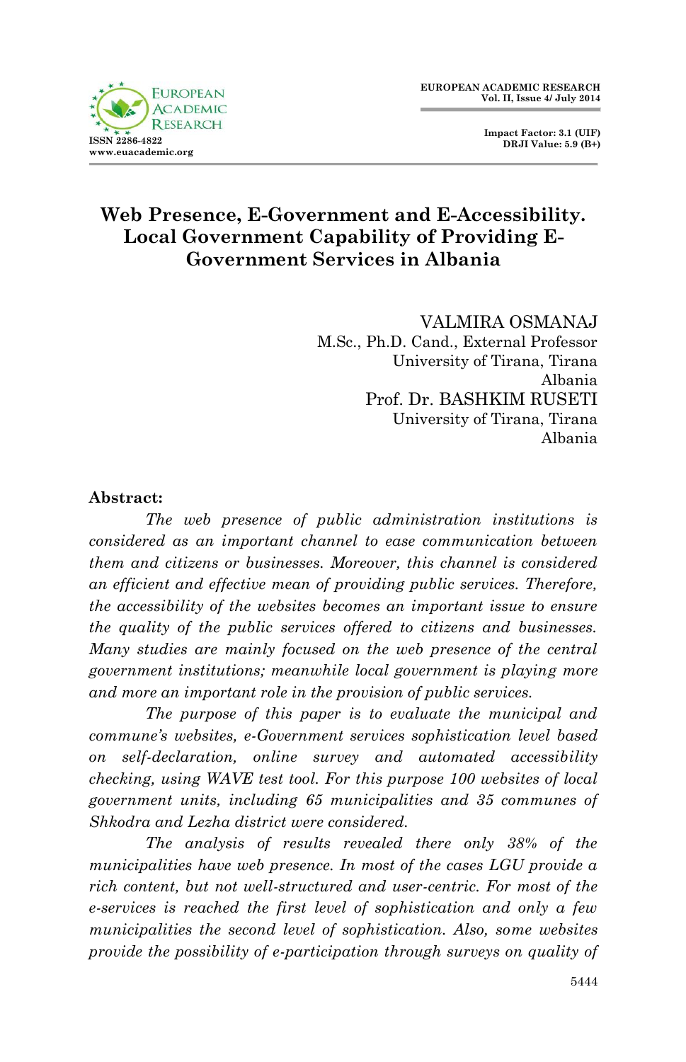EUROPEAN ACADEMIC RESEARCH
Vol. II, Issue 4/ July 2014

ISSN 2286-4822
www.euacademic.org

Impact Factor: 3.1 (UIF)
DRJI Value: 5.9 (B+)

# Web Presence, E-Government and E-Accessibility. Local Government Capability of Providing E-Government Services in Albania

VALMIRA OSMANAJ
M.Sc., Ph.D. Cand., External Professor
University of Tirana, Tirana
Albania

Prof. Dr. BASHKIM RUSETI
University of Tirana, Tirana
Albania

**Abstract:**

*The web presence of public administration institutions is considered as an important channel to ease communication between them and citizens or businesses. Moreover, this channel is considered an efficient and effective mean of providing public services. Therefore, the accessibility of the websites becomes an important issue to ensure the quality of the public services offered to citizens and businesses. Many studies are mainly focused on the web presence of the central government institutions; meanwhile local government is playing more and more an important role in the provision of public services.*

*The purpose of this paper is to evaluate the municipal and commune's websites, e-Government services sophistication level based on self-declaration, online survey and automated accessibility checking, using WAVE test tool. For this purpose 100 websites of local government units, including 65 municipalities and 35 communes of Shkodra and Lezha district were considered.*

*The analysis of results revealed there only 38% of the municipalities have web presence. In most of the cases LGU provide a rich content, but not well-structured and user-centric. For most of the e-services is reached the first level of sophistication and only a few municipalities the second level of sophistication. Also, some websites provide the possibility of e-participation through surveys on quality of*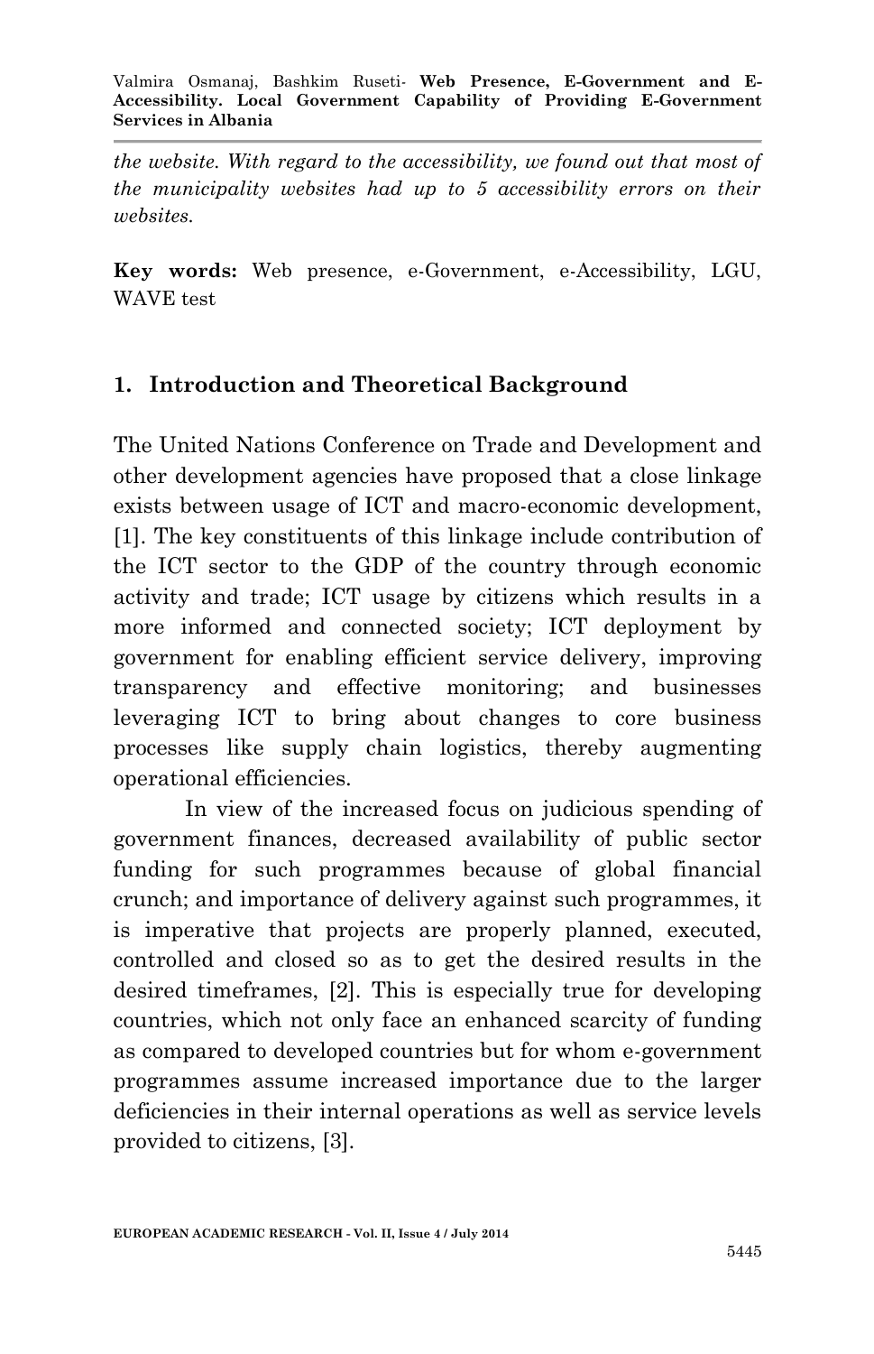*the website. With regard to the accessibility, we found out that most of the municipality websites had up to 5 accessibility errors on their websites.*

**Key words:** Web presence, e-Government, e-Accessibility, LGU, WAVE test

## 1. Introduction and Theoretical Background

The United Nations Conference on Trade and Development and other development agencies have proposed that a close linkage exists between usage of ICT and macro-economic development, [1]. The key constituents of this linkage include contribution of the ICT sector to the GDP of the country through economic activity and trade; ICT usage by citizens which results in a more informed and connected society; ICT deployment by government for enabling efficient service delivery, improving transparency and effective monitoring; and businesses leveraging ICT to bring about changes to core business processes like supply chain logistics, thereby augmenting operational efficiencies.

In view of the increased focus on judicious spending of government finances, decreased availability of public sector funding for such programmes because of global financial crunch; and importance of delivery against such programmes, it is imperative that projects are properly planned, executed, controlled and closed so as to get the desired results in the desired timeframes, [2]. This is especially true for developing countries, which not only face an enhanced scarcity of funding as compared to developed countries but for whom e-government programmes assume increased importance due to the larger deficiencies in their internal operations as well as service levels provided to citizens, [3].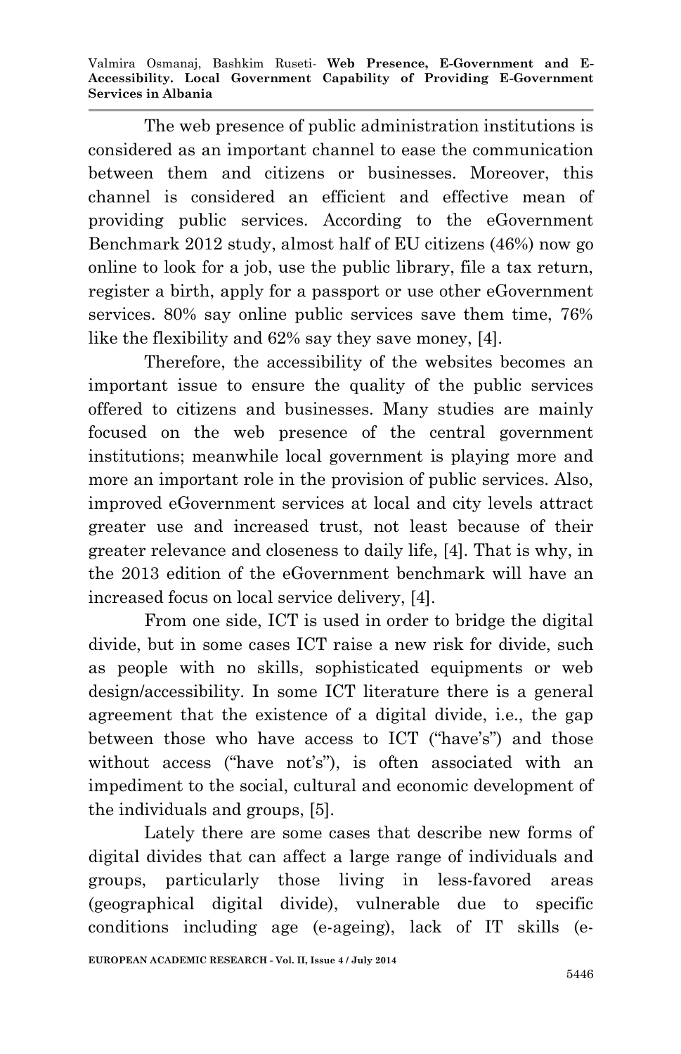The web presence of public administration institutions is considered as an important channel to ease the communication between them and citizens or businesses. Moreover, this channel is considered an efficient and effective mean of providing public services. According to the eGovernment Benchmark 2012 study, almost half of EU citizens (46%) now go online to look for a job, use the public library, file a tax return, register a birth, apply for a passport or use other eGovernment services. 80% say online public services save them time, 76% like the flexibility and 62% say they save money, [4].

Therefore, the accessibility of the websites becomes an important issue to ensure the quality of the public services offered to citizens and businesses. Many studies are mainly focused on the web presence of the central government institutions; meanwhile local government is playing more and more an important role in the provision of public services. Also, improved eGovernment services at local and city levels attract greater use and increased trust, not least because of their greater relevance and closeness to daily life, [4]. That is why, in the 2013 edition of the eGovernment benchmark will have an increased focus on local service delivery, [4].

From one side, ICT is used in order to bridge the digital divide, but in some cases ICT raise a new risk for divide, such as people with no skills, sophisticated equipments or web design/accessibility. In some ICT literature there is a general agreement that the existence of a digital divide, i.e., the gap between those who have access to ICT ("have's") and those without access ("have not's"), is often associated with an impediment to the social, cultural and economic development of the individuals and groups, [5].

Lately there are some cases that describe new forms of digital divides that can affect a large range of individuals and groups, particularly those living in less-favored areas (geographical digital divide), vulnerable due to specific conditions including age (e-ageing), lack of IT skills (e-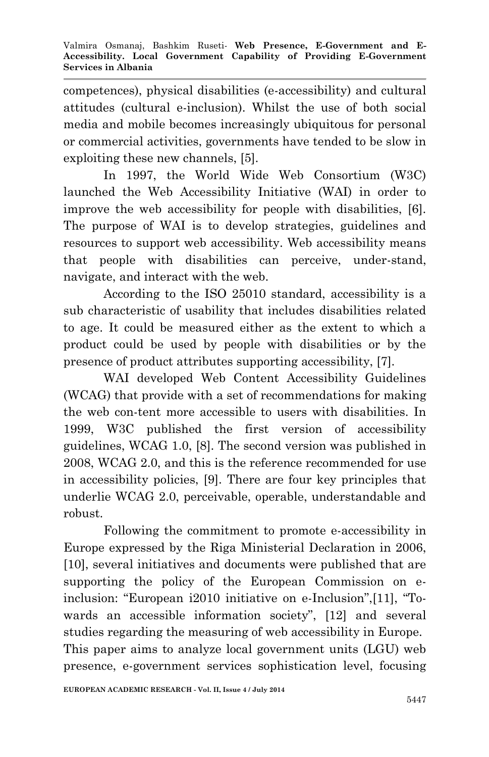competences), physical disabilities (e-accessibility) and cultural attitudes (cultural e-inclusion). Whilst the use of both social media and mobile becomes increasingly ubiquitous for personal or commercial activities, governments have tended to be slow in exploiting these new channels, [5].

In 1997, the World Wide Web Consortium (W3C) launched the Web Accessibility Initiative (WAI) in order to improve the web accessibility for people with disabilities, [6]. The purpose of WAI is to develop strategies, guidelines and resources to support web accessibility. Web accessibility means that people with disabilities can perceive, under-stand, navigate, and interact with the web.

According to the ISO 25010 standard, accessibility is a sub characteristic of usability that includes disabilities related to age. It could be measured either as the extent to which a product could be used by people with disabilities or by the presence of product attributes supporting accessibility, [7].

WAI developed Web Content Accessibility Guidelines (WCAG) that provide with a set of recommendations for making the web con-tent more accessible to users with disabilities. In 1999, W3C published the first version of accessibility guidelines, WCAG 1.0, [8]. The second version was published in 2008, WCAG 2.0, and this is the reference recommended for use in accessibility policies, [9]. There are four key principles that underlie WCAG 2.0, perceivable, operable, understandable and robust.

Following the commitment to promote e-accessibility in Europe expressed by the Riga Ministerial Declaration in 2006, [10], several initiatives and documents were published that are supporting the policy of the European Commission on e-inclusion: "European i2010 initiative on e-Inclusion",[11], "To-wards an accessible information society", [12] and several studies regarding the measuring of web accessibility in Europe.
This paper aims to analyze local government units (LGU) web presence, e-government services sophistication level, focusing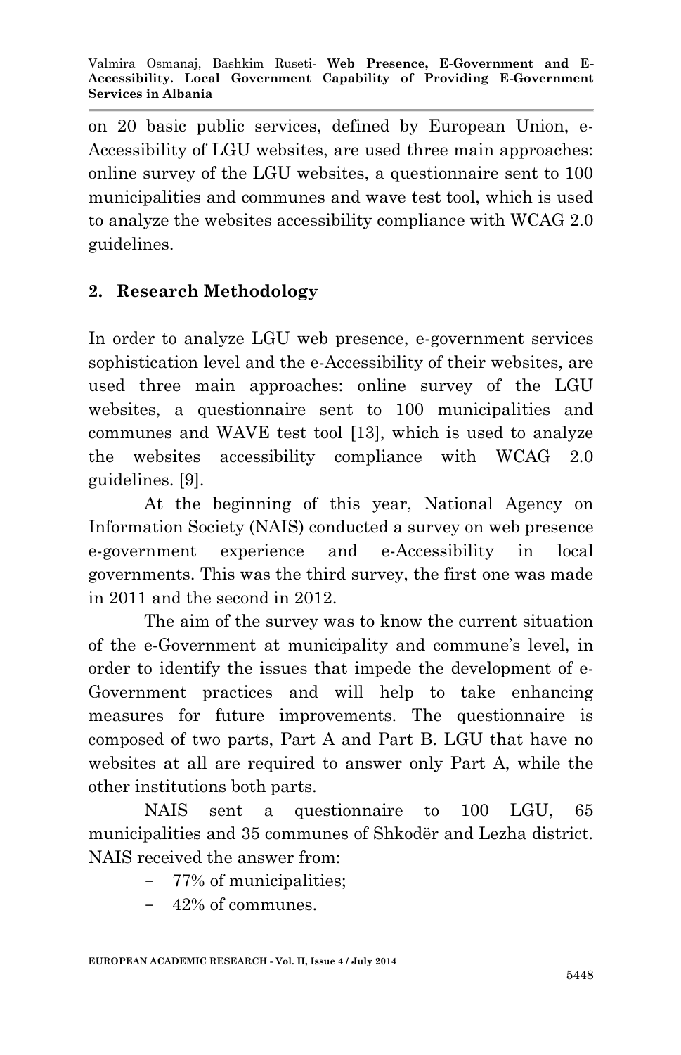on 20 basic public services, defined by European Union, e-Accessibility of LGU websites, are used three main approaches: online survey of the LGU websites, a questionnaire sent to 100 municipalities and communes and wave test tool, which is used to analyze the websites accessibility compliance with WCAG 2.0 guidelines.

## 2. Research Methodology

In order to analyze LGU web presence, e-government services sophistication level and the e-Accessibility of their websites, are used three main approaches: online survey of the LGU websites, a questionnaire sent to 100 municipalities and communes and WAVE test tool [13], which is used to analyze the websites accessibility compliance with WCAG 2.0 guidelines. [9].

At the beginning of this year, National Agency on Information Society (NAIS) conducted a survey on web presence e-government experience and e-Accessibility in local governments. This was the third survey, the first one was made in 2011 and the second in 2012.

The aim of the survey was to know the current situation of the e-Government at municipality and commune's level, in order to identify the issues that impede the development of e-Government practices and will help to take enhancing measures for future improvements. The questionnaire is composed of two parts, Part A and Part B. LGU that have no websites at all are required to answer only Part A, while the other institutions both parts.

NAIS sent a questionnaire to 100 LGU, 65 municipalities and 35 communes of Shkodër and Lezha district. NAIS received the answer from:

- 77% of municipalities;
- 42% of communes.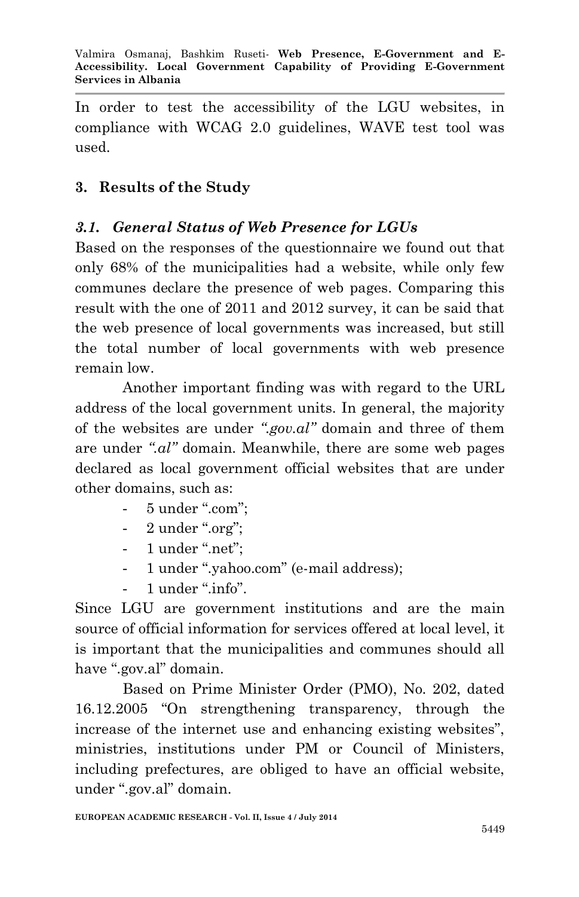In order to test the accessibility of the LGU websites, in compliance with WCAG 2.0 guidelines, WAVE test tool was used.

## 3. Results of the Study

### *3.1. General Status of Web Presence for LGUs*

Based on the responses of the questionnaire we found out that only 68% of the municipalities had a website, while only few communes declare the presence of web pages. Comparing this result with the one of 2011 and 2012 survey, it can be said that the web presence of local governments was increased, but still the total number of local governments with web presence remain low.

Another important finding was with regard to the URL address of the local government units. In general, the majority of the websites are under *".gov.al"* domain and three of them are under *".al"* domain. Meanwhile, there are some web pages declared as local government official websites that are under other domains, such as:

- 5 under ".com";
- 2 under ".org";
- 1 under ".net";
- 1 under ".yahoo.com" (e-mail address);
- 1 under ".info".

Since LGU are government institutions and are the main source of official information for services offered at local level, it is important that the municipalities and communes should all have ".gov.al" domain.

Based on Prime Minister Order (PMO), No. 202, dated 16.12.2005 "On strengthening transparency, through the increase of the internet use and enhancing existing websites", ministries, institutions under PM or Council of Ministers, including prefectures, are obliged to have an official website, under ".gov.al" domain.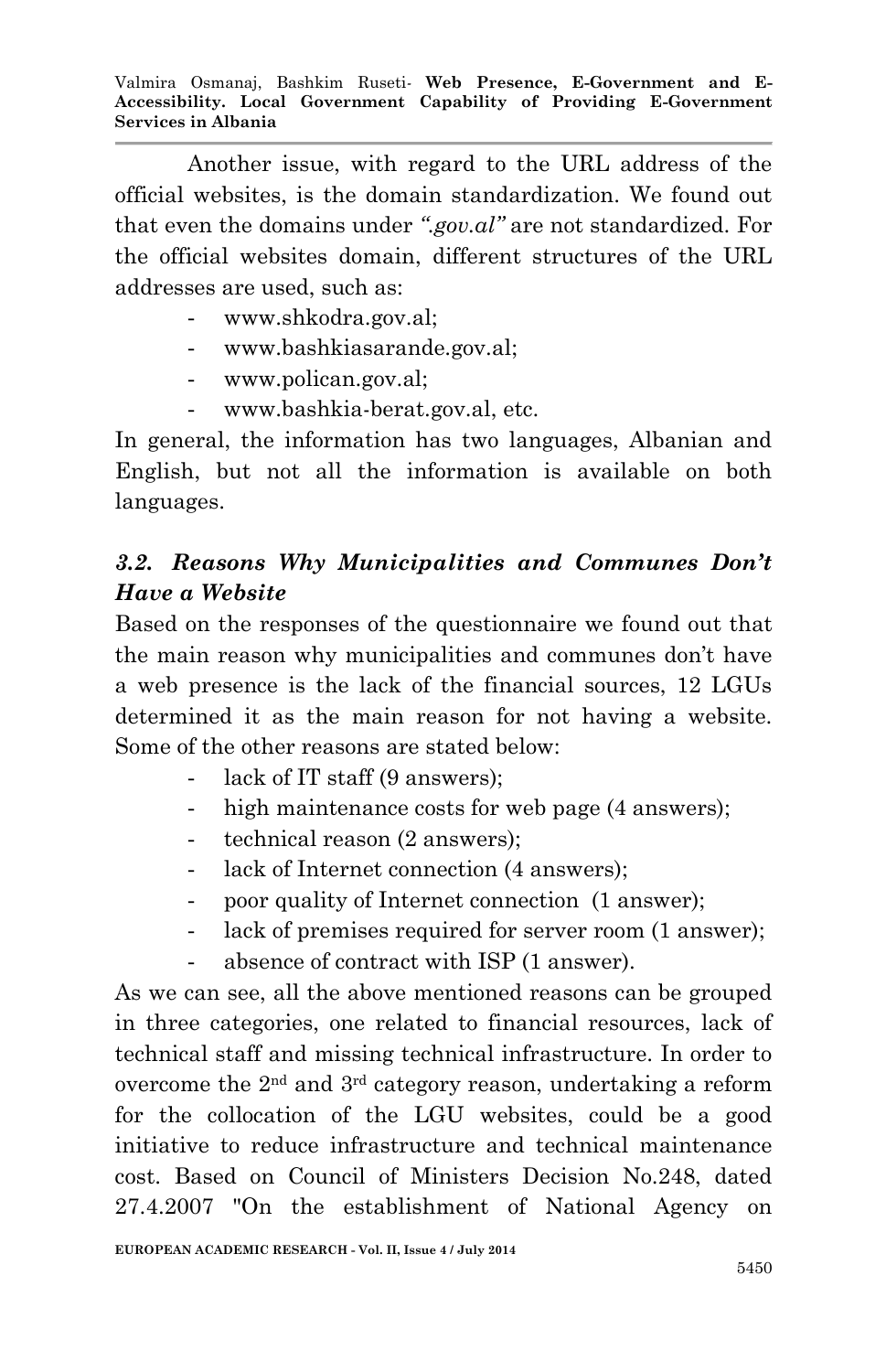Another issue, with regard to the URL address of the official websites, is the domain standardization. We found out that even the domains under *".gov.al"* are not standardized. For the official websites domain, different structures of the URL addresses are used, such as:

- www.shkodra.gov.al;
- www.bashkiasarande.gov.al;
- www.polican.gov.al;
- www.bashkia-berat.gov.al, etc.

In general, the information has two languages, Albanian and English, but not all the information is available on both languages.

### *3.2. Reasons Why Municipalities and Communes Don't Have a Website*

Based on the responses of the questionnaire we found out that the main reason why municipalities and communes don't have a web presence is the lack of the financial sources, 12 LGUs determined it as the main reason for not having a website. Some of the other reasons are stated below:

- lack of IT staff (9 answers);
- high maintenance costs for web page (4 answers);
- technical reason (2 answers);
- lack of Internet connection (4 answers);
- poor quality of Internet connection (1 answer);
- lack of premises required for server room (1 answer);
- absence of contract with ISP (1 answer).

As we can see, all the above mentioned reasons can be grouped in three categories, one related to financial resources, lack of technical staff and missing technical infrastructure. In order to overcome the 2nd and 3rd category reason, undertaking a reform for the collocation of the LGU websites, could be a good initiative to reduce infrastructure and technical maintenance cost. Based on Council of Ministers Decision No.248, dated 27.4.2007 "On the establishment of National Agency on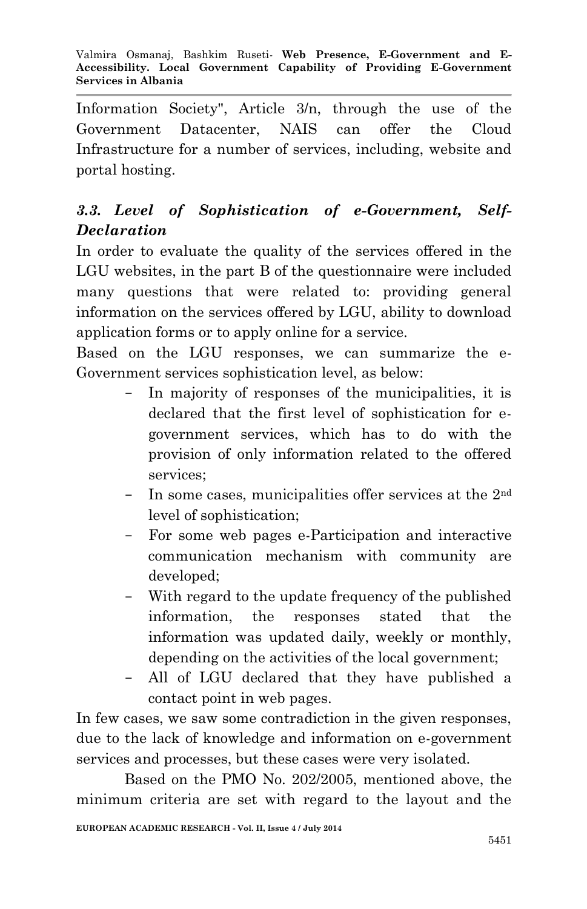Information Society", Article 3/n, through the use of the Government Datacenter, NAIS can offer the Cloud Infrastructure for a number of services, including, website and portal hosting.

### *3.3. Level of Sophistication of e-Government, Self-Declaration*

In order to evaluate the quality of the services offered in the LGU websites, in the part B of the questionnaire were included many questions that were related to: providing general information on the services offered by LGU, ability to download application forms or to apply online for a service.

Based on the LGU responses, we can summarize the e-Government services sophistication level, as below:

- In majority of responses of the municipalities, it is declared that the first level of sophistication for e-government services, which has to do with the provision of only information related to the offered services;
- In some cases, municipalities offer services at the 2nd level of sophistication;
- For some web pages e-Participation and interactive communication mechanism with community are developed;
- With regard to the update frequency of the published information, the responses stated that the information was updated daily, weekly or monthly, depending on the activities of the local government;
- All of LGU declared that they have published a contact point in web pages.

In few cases, we saw some contradiction in the given responses, due to the lack of knowledge and information on e-government services and processes, but these cases were very isolated.

Based on the PMO No. 202/2005, mentioned above, the minimum criteria are set with regard to the layout and the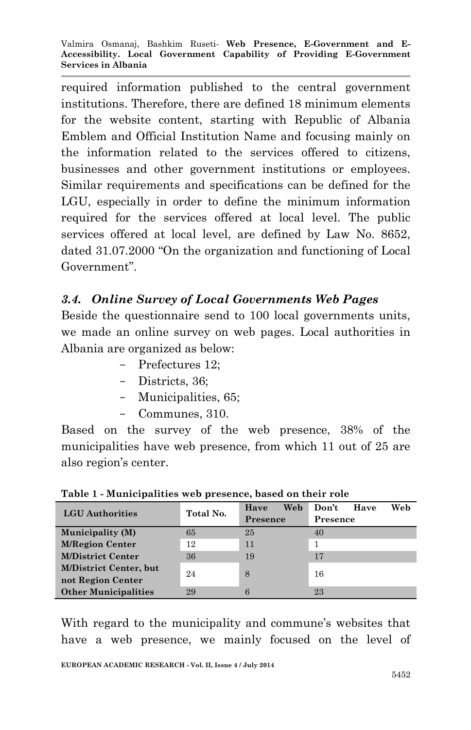required information published to the central government institutions. Therefore, there are defined 18 minimum elements for the website content, starting with Republic of Albania Emblem and Official Institution Name and focusing mainly on the information related to the services offered to citizens, businesses and other government institutions or employees. Similar requirements and specifications can be defined for the LGU, especially in order to define the minimum information required for the services offered at local level. The public services offered at local level, are defined by Law No. 8652, dated 31.07.2000 "On the organization and functioning of Local Government".

### *3.4. Online Survey of Local Governments Web Pages*

Beside the questionnaire send to 100 local governments units, we made an online survey on web pages. Local authorities in Albania are organized as below:

- Prefectures 12;
- Districts, 36;
- Municipalities, 65;
- Communes, 310.

Based on the survey of the web presence, 38% of the municipalities have web presence, from which 11 out of 25 are also region's center.

**Table 1 - Municipalities web presence, based on their role**

| LGU Authorities | Total No. | Have Web Presence | Don't Have Web Presence |
|---|---|---|---|
| **Municipality (M)** | 65 | 25 | 40 |
| **M/Region Center** | 12 | 11 | 1 |
| **M/District Center** | 36 | 19 | 17 |
| **M/District Center, but not Region Center** | 24 | 8 | 16 |
| **Other Municipalities** | 29 | 6 | 23 |

With regard to the municipality and commune's websites that have a web presence, we mainly focused on the level of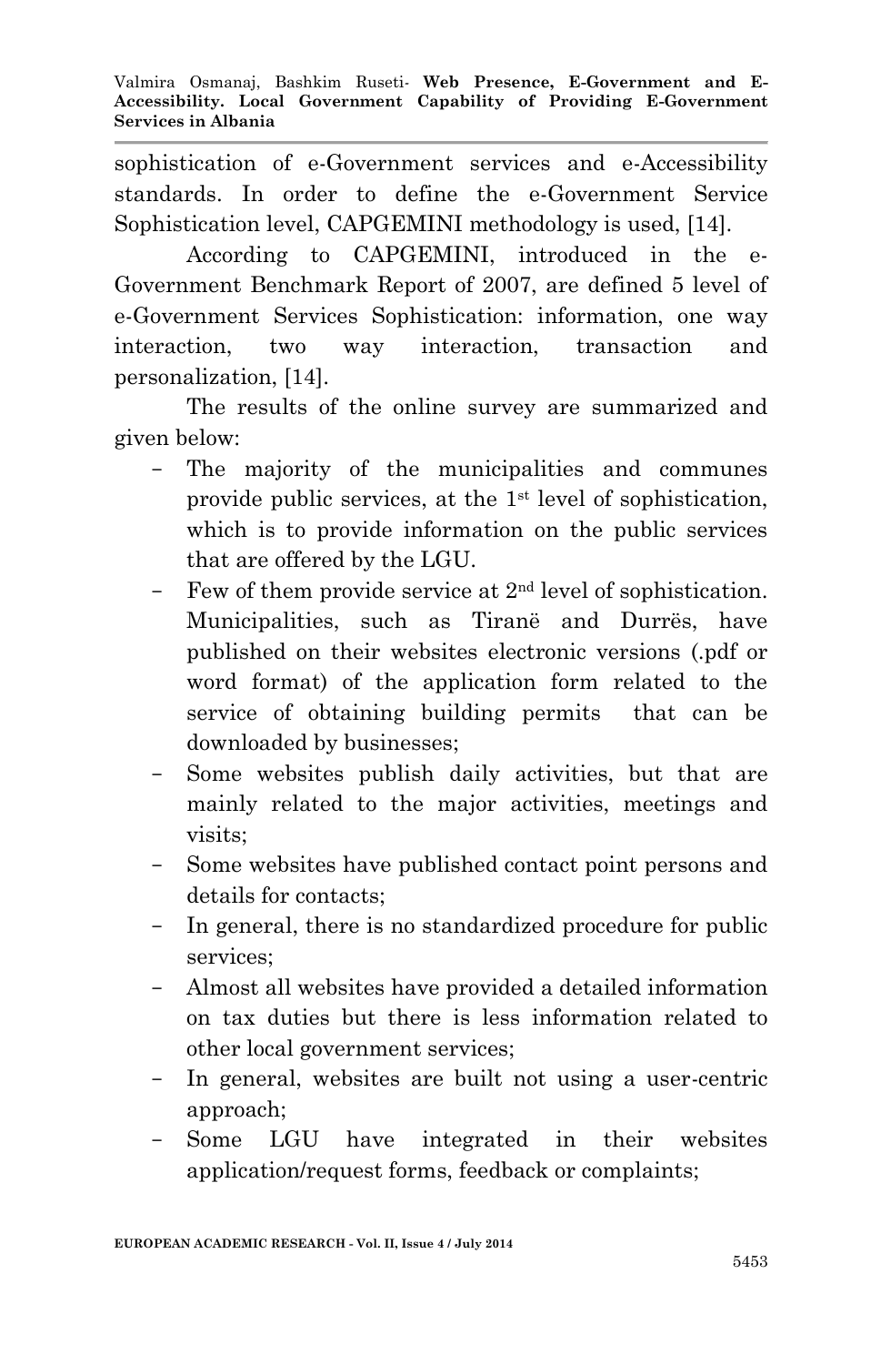sophistication of e-Government services and e-Accessibility standards. In order to define the e-Government Service Sophistication level, CAPGEMINI methodology is used, [14].

According to CAPGEMINI, introduced in the e-Government Benchmark Report of 2007, are defined 5 level of e-Government Services Sophistication: information, one way interaction, two way interaction, transaction and personalization, [14].

The results of the online survey are summarized and given below:

- The majority of the municipalities and communes provide public services, at the 1st level of sophistication, which is to provide information on the public services that are offered by the LGU.
- Few of them provide service at 2nd level of sophistication. Municipalities, such as Tiranë and Durrës, have published on their websites electronic versions (.pdf or word format) of the application form related to the service of obtaining building permits that can be downloaded by businesses;
- Some websites publish daily activities, but that are mainly related to the major activities, meetings and visits;
- Some websites have published contact point persons and details for contacts;
- In general, there is no standardized procedure for public services;
- Almost all websites have provided a detailed information on tax duties but there is less information related to other local government services;
- In general, websites are built not using a user-centric approach;
- Some LGU have integrated in their websites application/request forms, feedback or complaints;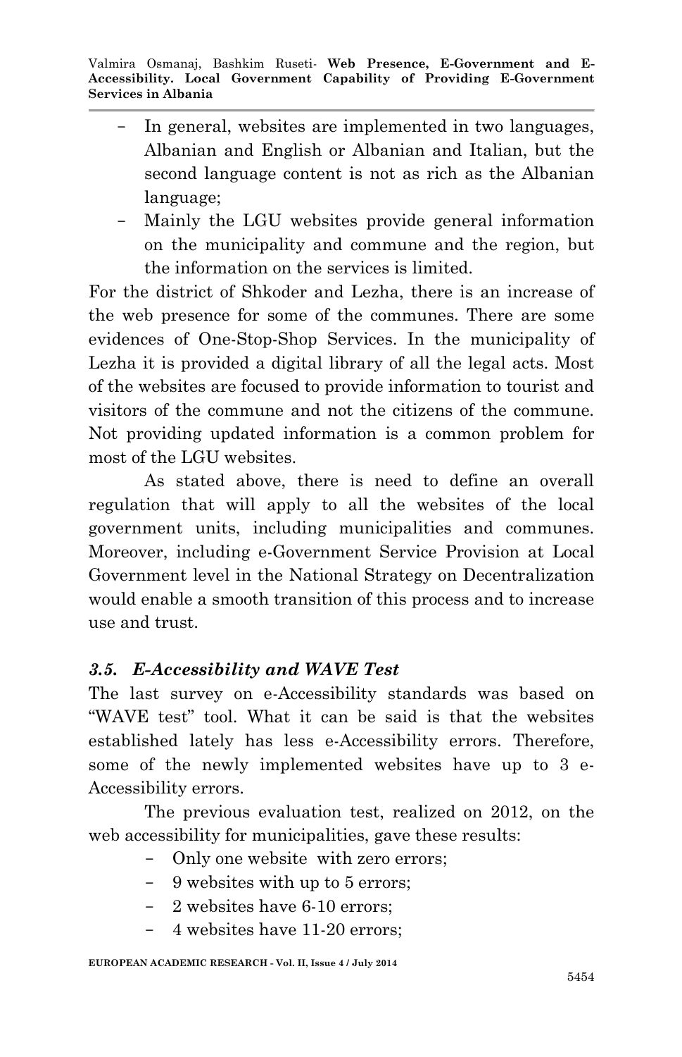- In general, websites are implemented in two languages, Albanian and English or Albanian and Italian, but the second language content is not as rich as the Albanian language;
- Mainly the LGU websites provide general information on the municipality and commune and the region, but the information on the services is limited.

For the district of Shkoder and Lezha, there is an increase of the web presence for some of the communes. There are some evidences of One-Stop-Shop Services. In the municipality of Lezha it is provided a digital library of all the legal acts. Most of the websites are focused to provide information to tourist and visitors of the commune and not the citizens of the commune. Not providing updated information is a common problem for most of the LGU websites.

As stated above, there is need to define an overall regulation that will apply to all the websites of the local government units, including municipalities and communes. Moreover, including e-Government Service Provision at Local Government level in the National Strategy on Decentralization would enable a smooth transition of this process and to increase use and trust.

### *3.5. E-Accessibility and WAVE Test*

The last survey on e-Accessibility standards was based on "WAVE test" tool. What it can be said is that the websites established lately has less e-Accessibility errors. Therefore, some of the newly implemented websites have up to 3 e-Accessibility errors.

The previous evaluation test, realized on 2012, on the web accessibility for municipalities, gave these results:

- Only one website with zero errors;
- 9 websites with up to 5 errors;
- 2 websites have 6-10 errors;
- 4 websites have 11-20 errors;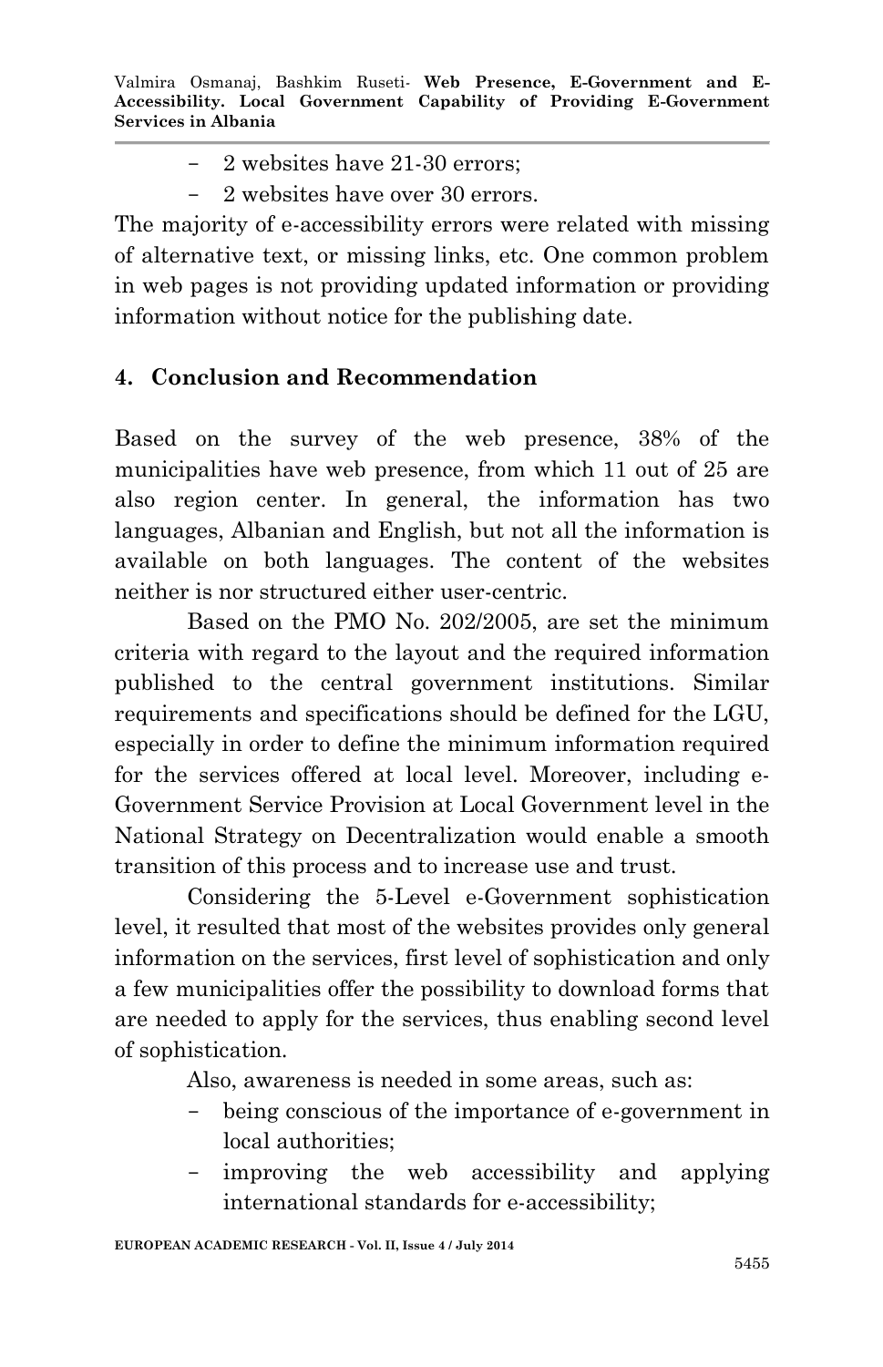- 2 websites have 21-30 errors;
- 2 websites have over 30 errors.

The majority of e-accessibility errors were related with missing of alternative text, or missing links, etc. One common problem in web pages is not providing updated information or providing information without notice for the publishing date.

## 4. Conclusion and Recommendation

Based on the survey of the web presence, 38% of the municipalities have web presence, from which 11 out of 25 are also region center. In general, the information has two languages, Albanian and English, but not all the information is available on both languages. The content of the websites neither is nor structured either user-centric.

Based on the PMO No. 202/2005, are set the minimum criteria with regard to the layout and the required information published to the central government institutions. Similar requirements and specifications should be defined for the LGU, especially in order to define the minimum information required for the services offered at local level. Moreover, including e-Government Service Provision at Local Government level in the National Strategy on Decentralization would enable a smooth transition of this process and to increase use and trust.

Considering the 5-Level e-Government sophistication level, it resulted that most of the websites provides only general information on the services, first level of sophistication and only a few municipalities offer the possibility to download forms that are needed to apply for the services, thus enabling second level of sophistication.

Also, awareness is needed in some areas, such as:

- being conscious of the importance of e-government in local authorities;
- improving the web accessibility and applying international standards for e-accessibility;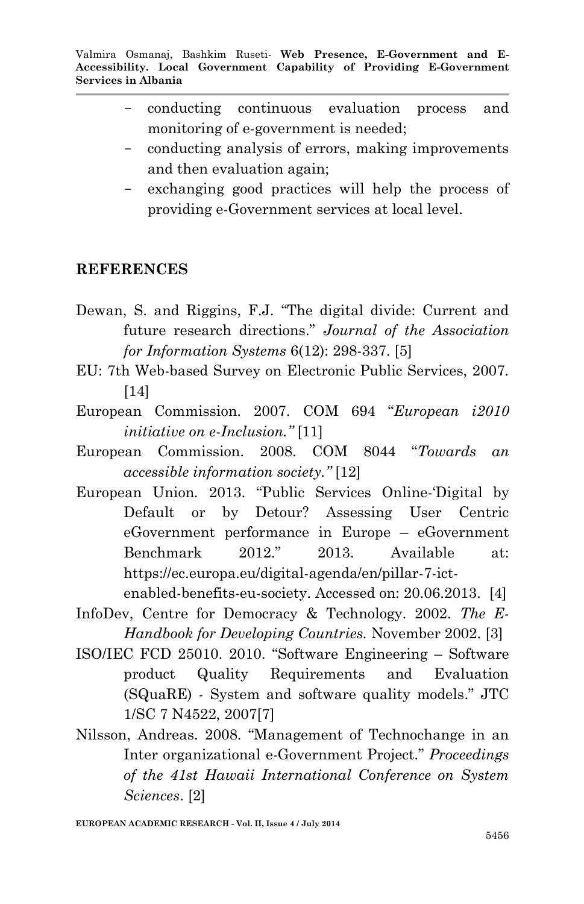- conducting continuous evaluation process and monitoring of e-government is needed;
- conducting analysis of errors, making improvements and then evaluation again;
- exchanging good practices will help the process of providing e-Government services at local level.

## REFERENCES

Dewan, S. and Riggins, F.J. "The digital divide: Current and future research directions." *Journal of the Association for Information Systems* 6(12): 298-337. [5]

EU: 7th Web-based Survey on Electronic Public Services, 2007. [14]

European Commission. 2007. COM 694 "*European i2010 initiative on e-Inclusion."* [11]

European Commission. 2008. COM 8044 "*Towards an accessible information society."* [12]

European Union. 2013. "Public Services Online-'Digital by Default or by Detour? Assessing User Centric eGovernment performance in Europe – eGovernment Benchmark 2012." 2013. Available at: https://ec.europa.eu/digital-agenda/en/pillar-7-ict-enabled-benefits-eu-society. Accessed on: 20.06.2013. [4]

InfoDev, Centre for Democracy & Technology. 2002. *The E-Handbook for Developing Countries.* November 2002. [3]

ISO/IEC FCD 25010. 2010. "Software Engineering – Software product Quality Requirements and Evaluation (SQuaRE) - System and software quality models." JTC 1/SC 7 N4522, 2007[7]

Nilsson, Andreas. 2008. "Management of Technochange in an Inter organizational e-Government Project." *Proceedings of the 41st Hawaii International Conference on System Sciences*. [2]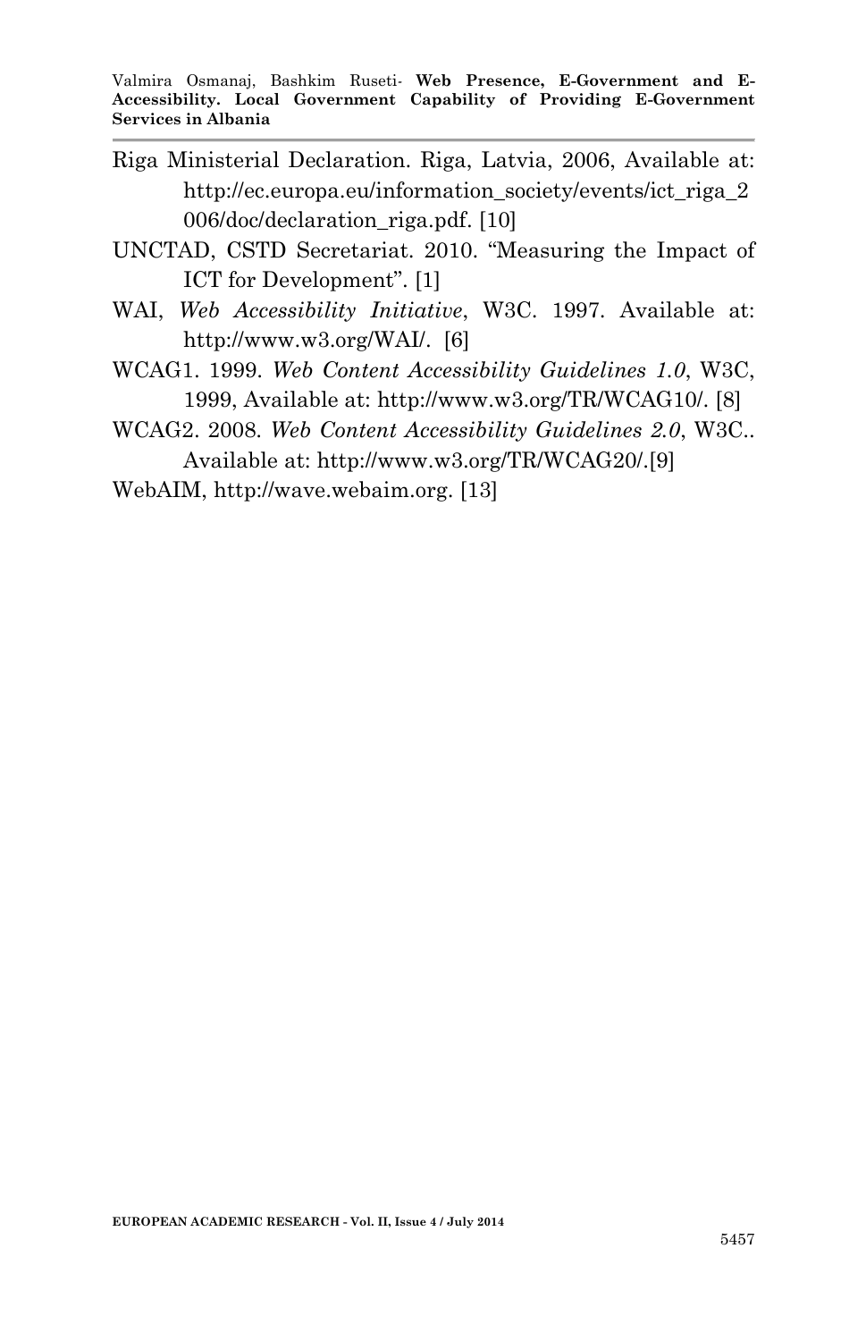Riga Ministerial Declaration. Riga, Latvia, 2006, Available at: http://ec.europa.eu/information_society/events/ict_riga_2006/doc/declaration_riga.pdf. [10]

UNCTAD, CSTD Secretariat. 2010. "Measuring the Impact of ICT for Development". [1]

WAI, *Web Accessibility Initiative*, W3C. 1997. Available at: http://www.w3.org/WAI/. [6]

WCAG1. 1999. *Web Content Accessibility Guidelines 1.0*, W3C, 1999, Available at: http://www.w3.org/TR/WCAG10/. [8]

WCAG2. 2008. *Web Content Accessibility Guidelines 2.0*, W3C.. Available at: http://www.w3.org/TR/WCAG20/.[9]

WebAIM, http://wave.webaim.org. [13]